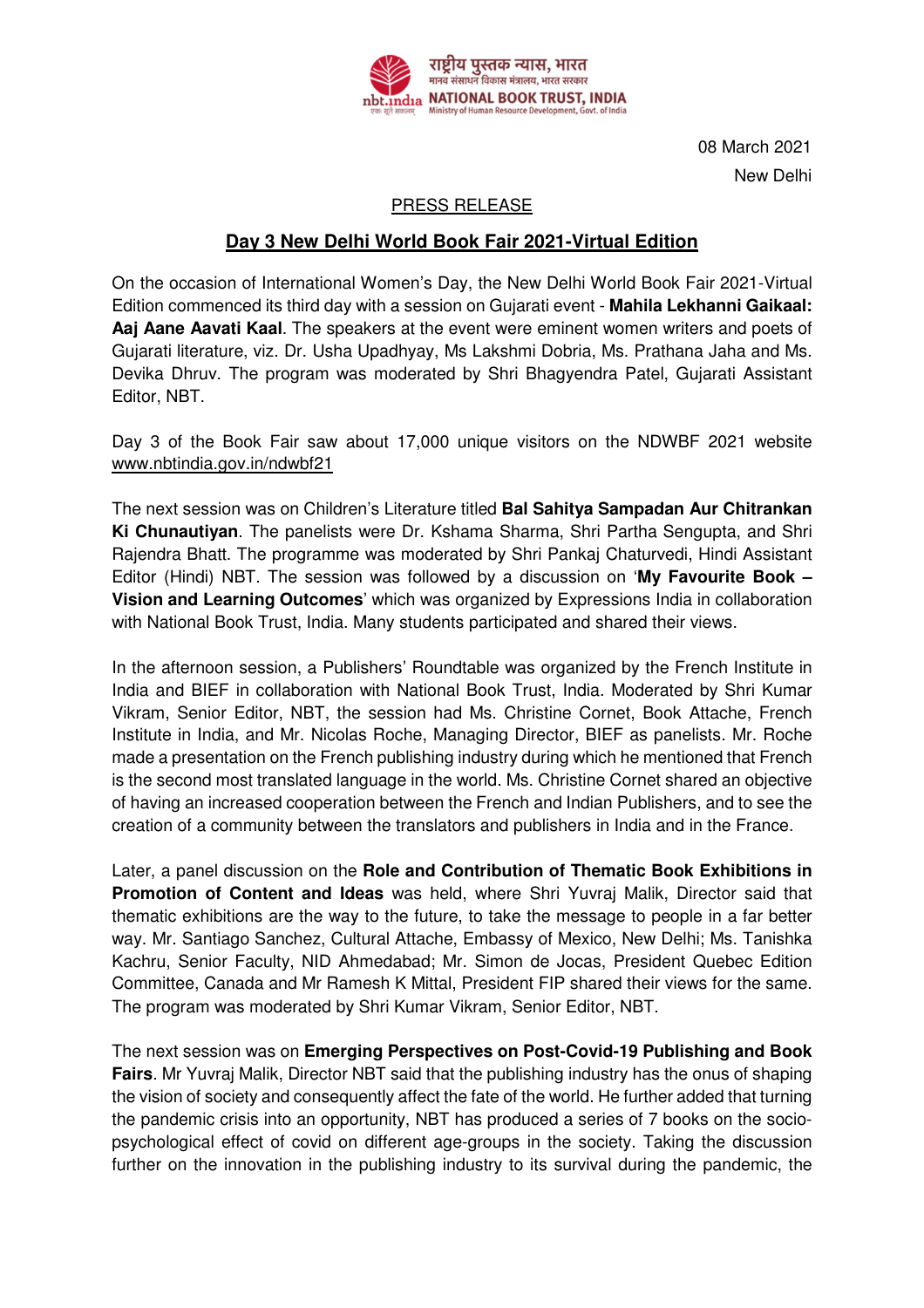राष्ट्रीय पुस्तक न्यास, भारत
मानव संसाधन विकास मंत्रालय, भारत सरकार
NATIONAL BOOK TRUST, INDIA
Ministry of Human Resource Development, Govt. of India

08 March 2021
New Delhi

PRESS RELEASE

## Day 3 New Delhi World Book Fair 2021-Virtual Edition

On the occasion of International Women's Day, the New Delhi World Book Fair 2021-Virtual Edition commenced its third day with a session on Gujarati event - **Mahila Lekhanni Gaikaal: Aaj Aane Aavati Kaal**. The speakers at the event were eminent women writers and poets of Gujarati literature, viz. Dr. Usha Upadhyay, Ms Lakshmi Dobria, Ms. Prathana Jaha and Ms. Devika Dhruv. The program was moderated by Shri Bhagyendra Patel, Gujarati Assistant Editor, NBT.

Day 3 of the Book Fair saw about 17,000 unique visitors on the NDWBF 2021 website www.nbtindia.gov.in/ndwbf21

The next session was on Children's Literature titled **Bal Sahitya Sampadan Aur Chitrankan Ki Chunautiyan**. The panelists were Dr. Kshama Sharma, Shri Partha Sengupta, and Shri Rajendra Bhatt. The programme was moderated by Shri Pankaj Chaturvedi, Hindi Assistant Editor (Hindi) NBT. The session was followed by a discussion on '**My Favourite Book – Vision and Learning Outcomes**' which was organized by Expressions India in collaboration with National Book Trust, India. Many students participated and shared their views.

In the afternoon session, a Publishers' Roundtable was organized by the French Institute in India and BIEF in collaboration with National Book Trust, India. Moderated by Shri Kumar Vikram, Senior Editor, NBT, the session had Ms. Christine Cornet, Book Attache, French Institute in India, and Mr. Nicolas Roche, Managing Director, BIEF as panelists. Mr. Roche made a presentation on the French publishing industry during which he mentioned that French is the second most translated language in the world. Ms. Christine Cornet shared an objective of having an increased cooperation between the French and Indian Publishers, and to see the creation of a community between the translators and publishers in India and in the France.

Later, a panel discussion on the **Role and Contribution of Thematic Book Exhibitions in Promotion of Content and Ideas** was held, where Shri Yuvraj Malik, Director said that thematic exhibitions are the way to the future, to take the message to people in a far better way. Mr. Santiago Sanchez, Cultural Attache, Embassy of Mexico, New Delhi; Ms. Tanishka Kachru, Senior Faculty, NID Ahmedabad; Mr. Simon de Jocas, President Quebec Edition Committee, Canada and Mr Ramesh K Mittal, President FIP shared their views for the same. The program was moderated by Shri Kumar Vikram, Senior Editor, NBT.

The next session was on **Emerging Perspectives on Post-Covid-19 Publishing and Book Fairs**. Mr Yuvraj Malik, Director NBT said that the publishing industry has the onus of shaping the vision of society and consequently affect the fate of the world. He further added that turning the pandemic crisis into an opportunity, NBT has produced a series of 7 books on the socio-psychological effect of covid on different age-groups in the society. Taking the discussion further on the innovation in the publishing industry to its survival during the pandemic, the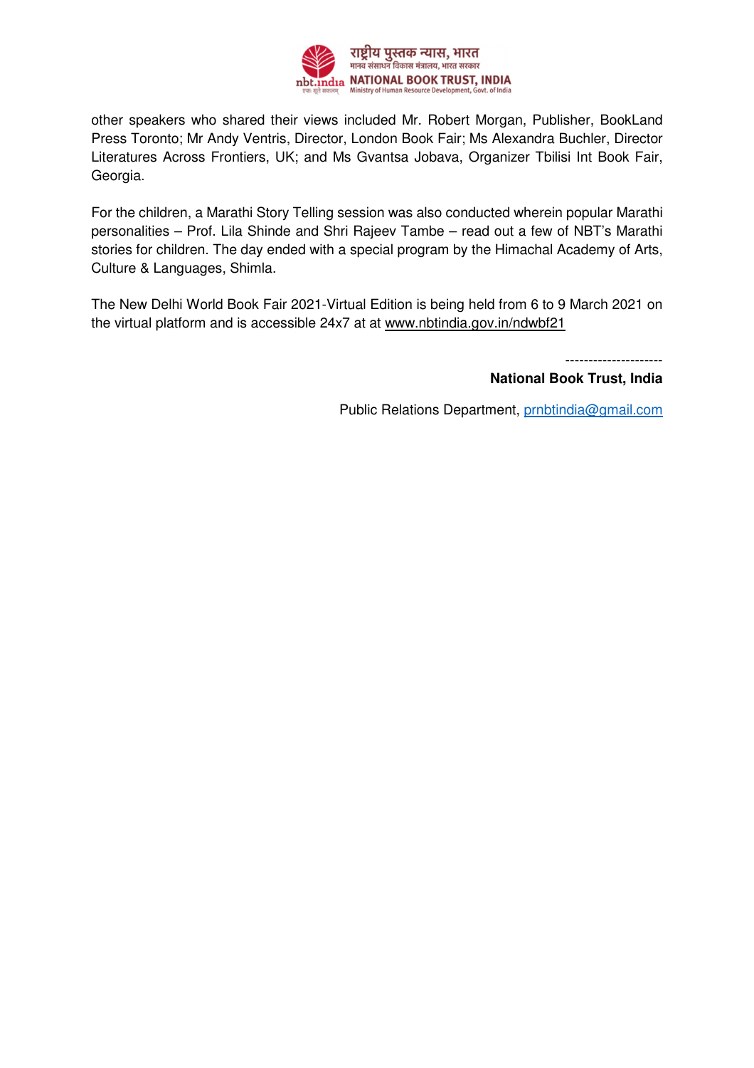other speakers who shared their views included Mr. Robert Morgan, Publisher, BookLand Press Toronto; Mr Andy Ventris, Director, London Book Fair; Ms Alexandra Buchler, Director Literatures Across Frontiers, UK; and Ms Gvantsa Jobava, Organizer Tbilisi Int Book Fair, Georgia.

For the children, a Marathi Story Telling session was also conducted wherein popular Marathi personalities – Prof. Lila Shinde and Shri Rajeev Tambe – read out a few of NBT's Marathi stories for children. The day ended with a special program by the Himachal Academy of Arts, Culture & Languages, Shimla.

The New Delhi World Book Fair 2021-Virtual Edition is being held from 6 to 9 March 2021 on the virtual platform and is accessible 24x7 at at www.nbtindia.gov.in/ndwbf21

---------------------

**National Book Trust, India**

Public Relations Department, prnbtindia@gmail.com